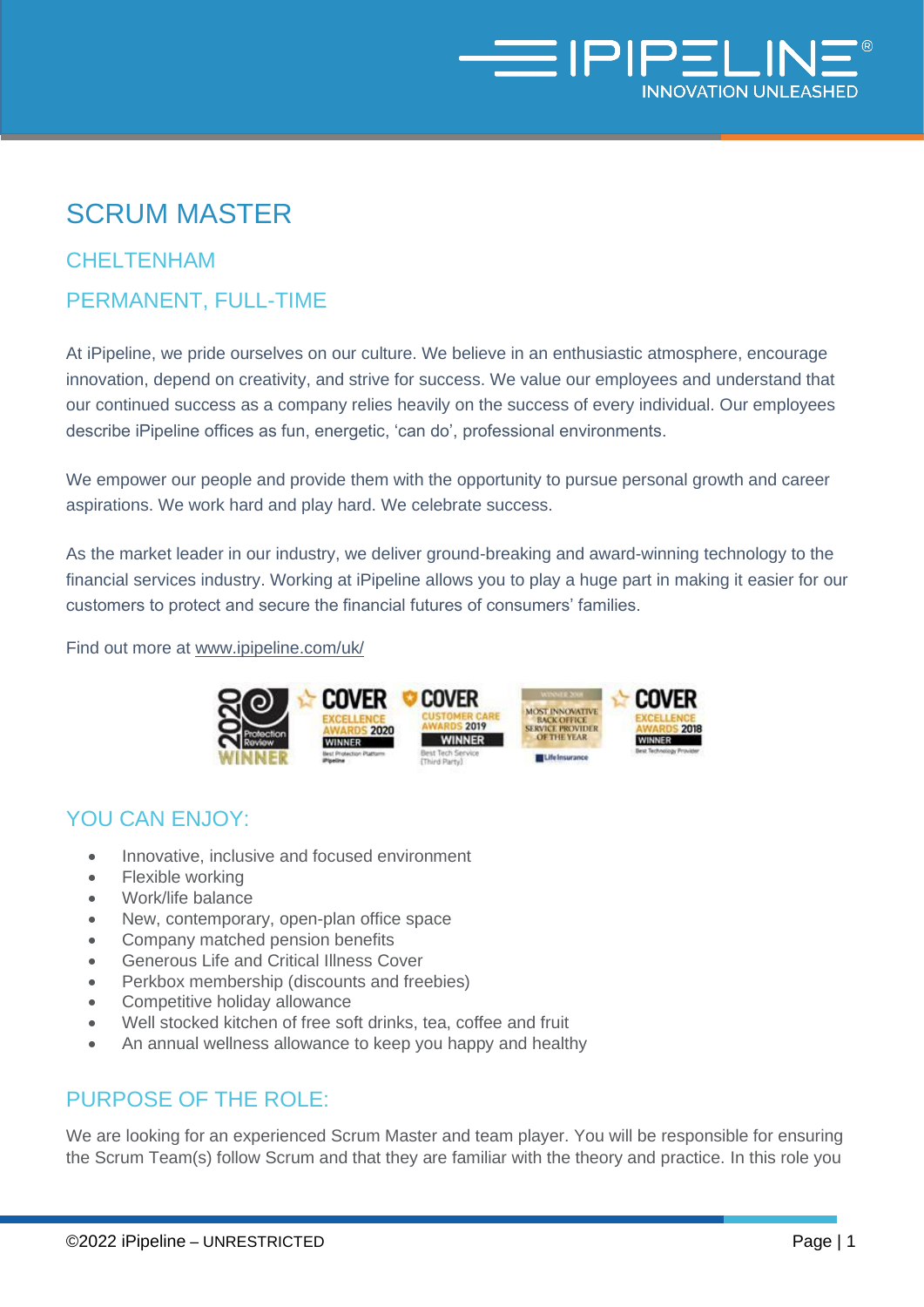# SCRUM MASTER

## CHELTENHAM

## PERMANENT, FULL-TIME

At iPipeline, we pride ourselves on our culture. We believe in an enthusiastic atmosphere, encourage innovation, depend on creativity, and strive for success. We value our employees and understand that our continued success as a company relies heavily on the success of every individual. Our employees describe iPipeline offices as fun, energetic, 'can do', professional environments.

We empower our people and provide them with the opportunity to pursue personal growth and career aspirations. We work hard and play hard. We celebrate success.

As the market leader in our industry, we deliver ground-breaking and award-winning technology to the financial services industry. Working at iPipeline allows you to play a huge part in making it easier for our customers to protect and secure the financial futures of consumers' families.

Find out more at www.ipipeline.com/uk/

## YOU CAN ENJOY:

- Innovative, inclusive and focused environment
- Flexible working
- Work/life balance
- New, contemporary, open-plan office space
- Company matched pension benefits
- Generous Life and Critical Illness Cover
- Perkbox membership (discounts and freebies)
- Competitive holiday allowance
- Well stocked kitchen of free soft drinks, tea, coffee and fruit
- An annual wellness allowance to keep you happy and healthy

## PURPOSE OF THE ROLE:

We are looking for an experienced Scrum Master and team player. You will be responsible for ensuring the Scrum Team(s) follow Scrum and that they are familiar with the theory and practice. In this role you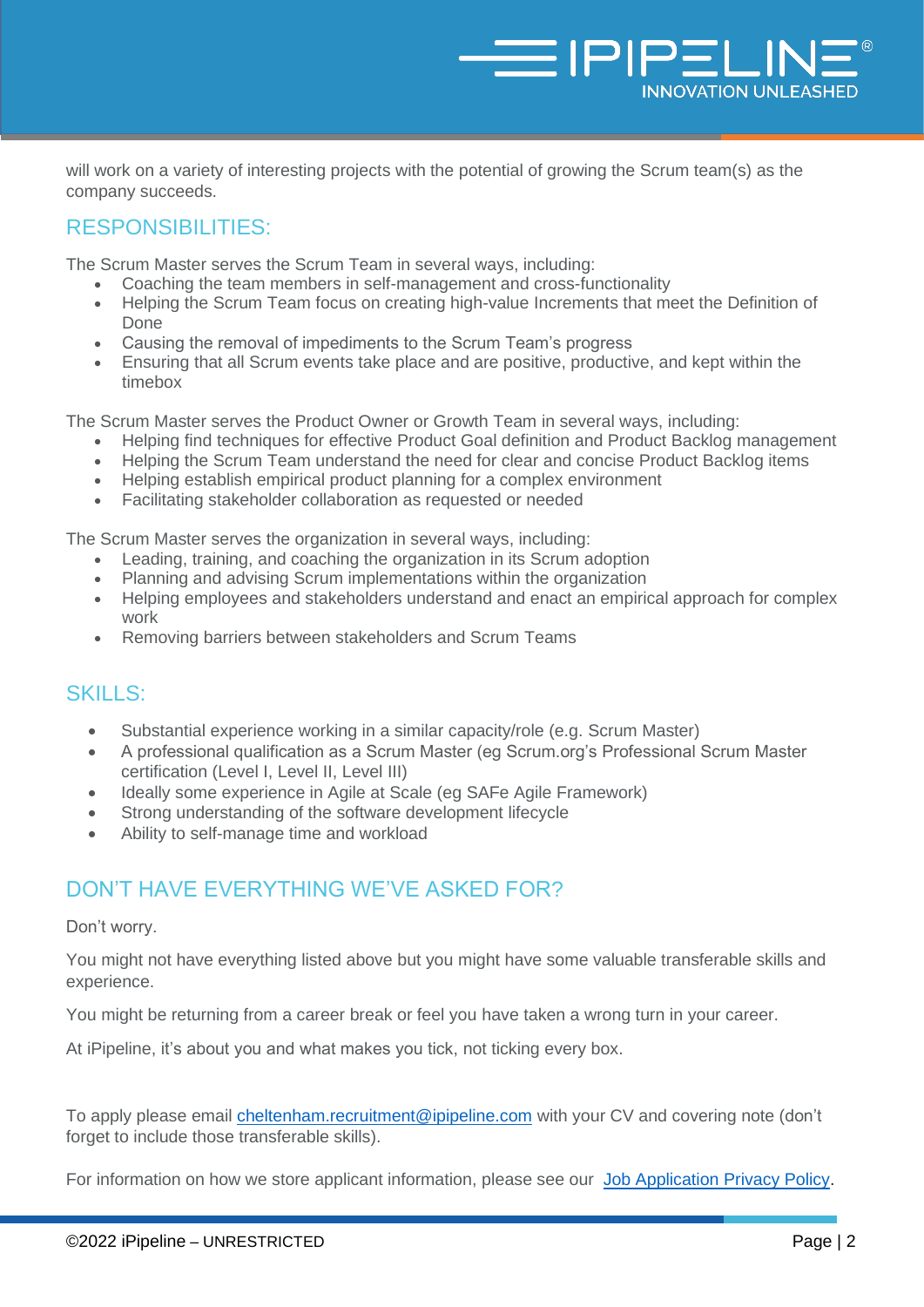will work on a variety of interesting projects with the potential of growing the Scrum team(s) as the company succeeds.

## RESPONSIBILITIES:

The Scrum Master serves the Scrum Team in several ways, including:

- Coaching the team members in self-management and cross-functionality
- Helping the Scrum Team focus on creating high-value Increments that meet the Definition of Done
- Causing the removal of impediments to the Scrum Team's progress
- Ensuring that all Scrum events take place and are positive, productive, and kept within the timebox

The Scrum Master serves the Product Owner or Growth Team in several ways, including:

- Helping find techniques for effective Product Goal definition and Product Backlog management
- Helping the Scrum Team understand the need for clear and concise Product Backlog items
- Helping establish empirical product planning for a complex environment
- Facilitating stakeholder collaboration as requested or needed

The Scrum Master serves the organization in several ways, including:

- Leading, training, and coaching the organization in its Scrum adoption
- Planning and advising Scrum implementations within the organization
- Helping employees and stakeholders understand and enact an empirical approach for complex work
- Removing barriers between stakeholders and Scrum Teams

## SKILLS:

- Substantial experience working in a similar capacity/role (e.g. Scrum Master)
- A professional qualification as a Scrum Master (eg Scrum.org's Professional Scrum Master certification (Level I, Level II, Level III)
- Ideally some experience in Agile at Scale (eg SAFe Agile Framework)
- Strong understanding of the software development lifecycle
- Ability to self-manage time and workload

## DON'T HAVE EVERYTHING WE'VE ASKED FOR?

Don't worry.

You might not have everything listed above but you might have some valuable transferable skills and experience.

You might be returning from a career break or feel you have taken a wrong turn in your career.

At iPipeline, it's about you and what makes you tick, not ticking every box.

To apply please email cheltenham.recruitment@ipipeline.com with your CV and covering note (don't forget to include those transferable skills).

For information on how we store applicant information, please see our Job Application Privacy Policy.